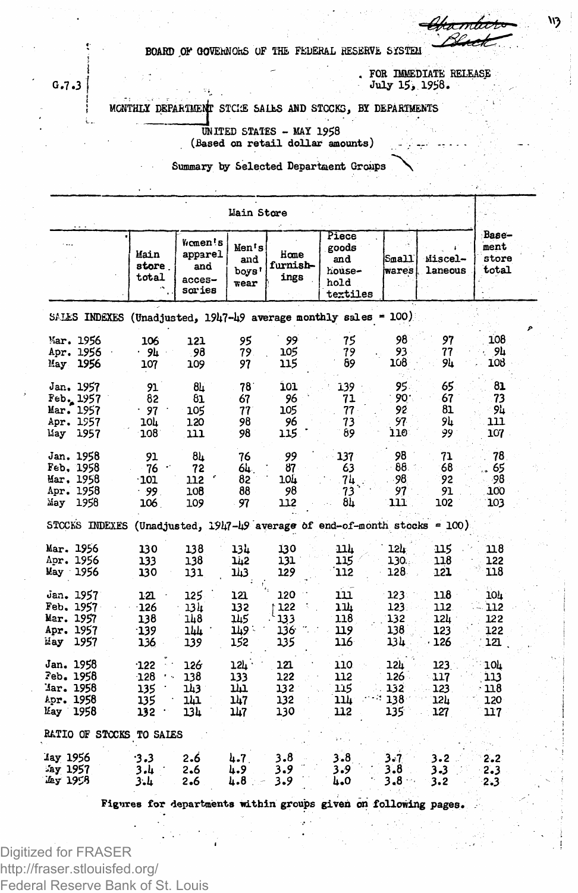BOARD OF GOVERNORS OF THE FEDERAL RESERVE SYSTEM

G.7.3

FOR IMMEDIATE RELEASE
July 15, 1958.

MONTHLY DEPARTMENT STORE SALES AND STOCKS, BY DEPARTMENTS

UNITED STATES - MAY 1958
(Based on retail dollar amounts)

Summary by Selected Department Groups

| | Main Store | | | | | | | Basement store total |
|---|---|---|---|---|---|---|---|---|
| | Main store total | Women's apparel and accessories | Men's and boys' wear | Home furnishings | Piece goods and household textiles | Small wares | Miscellaneous | |
| **SALES INDEXES (Unadjusted, 1947-49 average monthly sales = 100)** | | | | | | | | |
| Mar. 1956 | 106 | 121 | 95 | 99 | 75 | 98 | 97 | 108 |
| Apr. 1956 | 94 | 98 | 79 | 105 | 79 | 93 | 77 | 94 |
| May 1956 | 107 | 109 | 97 | 115 | 89 | 108 | 94 | 108 |
| Jan. 1957 | 91 | 84 | 78 | 101 | 139 | 95 | 65 | 81 |
| Feb. 1957 | 82 | 81 | 67 | 96 | 71 | 90 | 67 | 73 |
| Mar. 1957 | 97 | 105 | 77 | 105 | 77 | 92 | 81 | 94 |
| Apr. 1957 | 104 | 120 | 98 | 96 | 73 | 97 | 94 | 111 |
| May 1957 | 108 | 111 | 98 | 115 | 89 | 110 | 99 | 107 |
| Jan. 1958 | 91 | 84 | 76 | 99 | 137 | 98 | 71 | 78 |
| Feb. 1958 | 76 | 72 | 64 | 87 | 63 | 88 | 68 | 65 |
| Mar. 1958 | 101 | 112 | 82 | 104 | 74 | 98 | 92 | 98 |
| Apr. 1958 | 99 | 108 | 88 | 98 | 73 | 97 | 91 | 100 |
| May 1958 | 106 | 109 | 97 | 112 | 84 | 111 | 102 | 103 |
| **STOCKS INDEXES (Unadjusted, 1947-49 average of end-of-month stocks = 100)** | | | | | | | | |
| Mar. 1956 | 130 | 138 | 134 | 130 | 114 | 124 | 115 | 118 |
| Apr. 1956 | 133 | 138 | 142 | 131 | 115 | 130 | 118 | 122 |
| May 1956 | 130 | 131 | 143 | 129 | 112 | 128 | 121 | 118 |
| Jan. 1957 | 121 | 125 | 121 | 120 | 111 | 123 | 118 | 104 |
| Feb. 1957 | 126 | 134 | 132 | 122 | 114 | 123 | 112 | 112 |
| Mar. 1957 | 138 | 148 | 145 | 133 | 118 | 132 | 124 | 122 |
| Apr. 1957 | 139 | 144 | 149 | 136 | 119 | 138 | 123 | 122 |
| May 1957 | 136 | 139 | 152 | 135 | 116 | 134 | 126 | 121 |
| Jan. 1958 | 122 | 126 | 124 | 121 | 110 | 124 | 123 | 104 |
| Feb. 1958 | 128 | 138 | 133 | 122 | 112 | 126 | 117 | 113 |
| Mar. 1958 | 135 | 143 | 141 | 132 | 115 | 132 | 123 | 118 |
| Apr. 1958 | 135 | 141 | 147 | 132 | 114 | 138 | 124 | 120 |
| May 1958 | 132 | 134 | 147 | 130 | 112 | 135 | 127 | 117 |
| **RATIO OF STOCKS TO SALES** | | | | | | | | |
| May 1956 | 3.3 | 2.6 | 4.7 | 3.8 | 3.8 | 3.7 | 3.2 | 2.2 |
| May 1957 | 3.4 | 2.6 | 4.9 | 3.9 | 3.9 | 3.8 | 3.3 | 2.3 |
| May 1958 | 3.4 | 2.6 | 4.8 | 3.9 | 4.0 | 3.8 | 3.2 | 2.3 |

Figures for departments within groups given on following pages.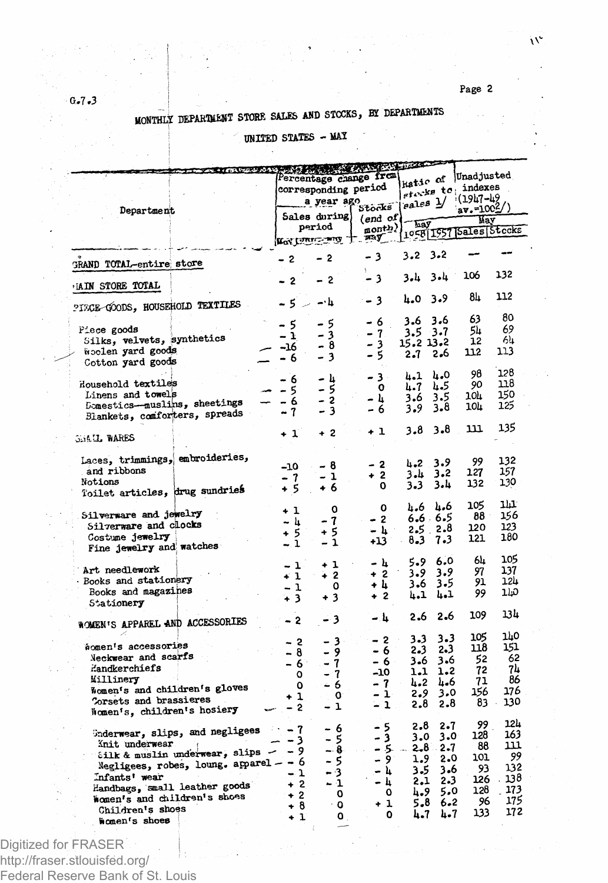G.7.3

## MONTHLY DEPARTMENT STORE SALES AND STOCKS, BY DEPARTMENTS

### UNITED STATES - MAY

| Department | Percentage change from corresponding period a year ago | | | Ratio of stocks to sales 1/ | | Unadjusted indexes (1947-49 av.=100 2/) | |
|---|---|---|---|---|---|---|---|
| | Sales during period | | Stocks (end of month) | May | | May | |
| | May | Jan.-May | May | 1958 | 1957 | Sales | Stocks |
| GRAND TOTAL-entire store | - 2 | - 2 | - 3 | 3.2 | 3.2 | --- | --- |
| MAIN STORE TOTAL | - 2 | - 2 | - 3 | 3.4 | 3.4 | 106 | 132 |
| PIECE GOODS, HOUSEHOLD TEXTILES | - 5 | - 4 | - 3 | 4.0 | 3.9 | 84 | 112 |
| Piece goods | - 5 | - 5 | - 6 | 3.6 | 3.6 | 63 | 80 |
| Silks, velvets, synthetics | - 1 | - 3 | - 7 | 3.5 | 3.7 | 54 | 69 |
| Woolen yard goods | -16 | - 8 | - 3 | 15.2 | 13.2 | 12 | 64 |
| Cotton yard goods | - 6 | - 3 | - 5 | 2.7 | 2.6 | 112 | 113 |
| Household textiles | - 6 | - 4 | - 3 | 4.1 | 4.0 | 98 | 128 |
| Linens and towels | - 5 | - 5 | 0 | 4.7 | 4.5 | 90 | 118 |
| Domestics--muslins, sheetings | - 6 | - 2 | - 4 | 3.6 | 3.5 | 104 | 150 |
| Blankets, comforters, spreads | - 7 | - 3 | - 6 | 3.9 | 3.8 | 104 | 125 |
| SMALL WARES | + 1 | + 2 | + 1 | 3.8 | 3.8 | 111 | 135 |
| Laces, trimmings, embroideries, and ribbons | -10 | - 8 | - 2 | 4.2 | 3.9 | 99 | 132 |
| Notions | - 7 | - 1 | + 2 | 3.4 | 3.2 | 127 | 157 |
| Toilet articles, drug sundries | + 5 | + 6 | 0 | 3.3 | 3.4 | 132 | 130 |
| Silverware and jewelry | + 1 | 0 | 0 | 4.6 | 4.6 | 105 | 141 |
| Silverware and clocks | - 4 | - 7 | - 2 | 6.6 | 6.5 | 88 | 156 |
| Costume jewelry | + 5 | + 5 | - 4 | 2.5 | 2.8 | 120 | 123 |
| Fine jewelry and watches | - 1 | - 1 | +13 | 8.3 | 7.3 | 121 | 180 |
| Art needlework | - 1 | + 1 | - 4 | 5.9 | 6.0 | 64 | 105 |
| Books and stationery | + 1 | + 2 | + 2 | 3.9 | 3.9 | 97 | 137 |
| Books and magazines | - 1 | 0 | + 4 | 3.6 | 3.5 | 91 | 124 |
| Stationery | + 3 | + 3 | + 2 | 4.1 | 4.1 | 99 | 140 |
| WOMEN'S APPAREL AND ACCESSORIES | - 2 | - 3 | - 4 | 2.6 | 2.6 | 109 | 134 |
| Women's accessories | - 2 | - 3 | - 2 | 3.3 | 3.3 | 105 | 140 |
| Neckwear and scarfs | - 8 | - 9 | - 6 | 2.3 | 2.3 | 118 | 151 |
| Handkerchiefs | - 6 | - 7 | - 6 | 3.6 | 3.6 | 52 | 62 |
| Millinery | 0 | - 7 | -10 | 1.1 | 1.2 | 72 | 74 |
| Women's and children's gloves | 0 | - 6 | - 7 | 4.2 | 4.6 | 71 | 86 |
| Corsets and brassieres | + 1 | 0 | - 1 | 2.9 | 3.0 | 156 | 176 |
| Women's, children's hosiery | - 2 | - 1 | - 1 | 2.8 | 2.8 | 83 | 130 |
| Underwear, slips, and negligees | - 7 | - 6 | - 5 | 2.8 | 2.7 | 99 | 124 |
| Knit underwear | - 3 | - 5 | - 3 | 3.0 | 3.0 | 128 | 163 |
| Silk & muslin underwear, slips | - 9 | - 8 | - 5 | 2.8 | 2.7 | 88 | 111 |
| Negligees, robes, loung. apparel | - 6 | - 5 | - 9 | 1.9 | 2.0 | 101 | 99 |
| Infants' wear | - 1 | - 3 | - 4 | 3.5 | 3.6 | 93 | 132 |
| Handbags, small leather goods | + 2 | - 1 | - 4 | 2.1 | 2.3 | 126 | 138 |
| Women's and children's shoes | + 2 | 0 | 0 | 4.9 | 5.0 | 128 | 173 |
| Children's shoes | + 8 | 0 | + 1 | 5.8 | 6.2 | 96 | 175 |
| Women's shoes | + 1 | 0 | 0 | 4.7 | 4.7 | 133 | 172 |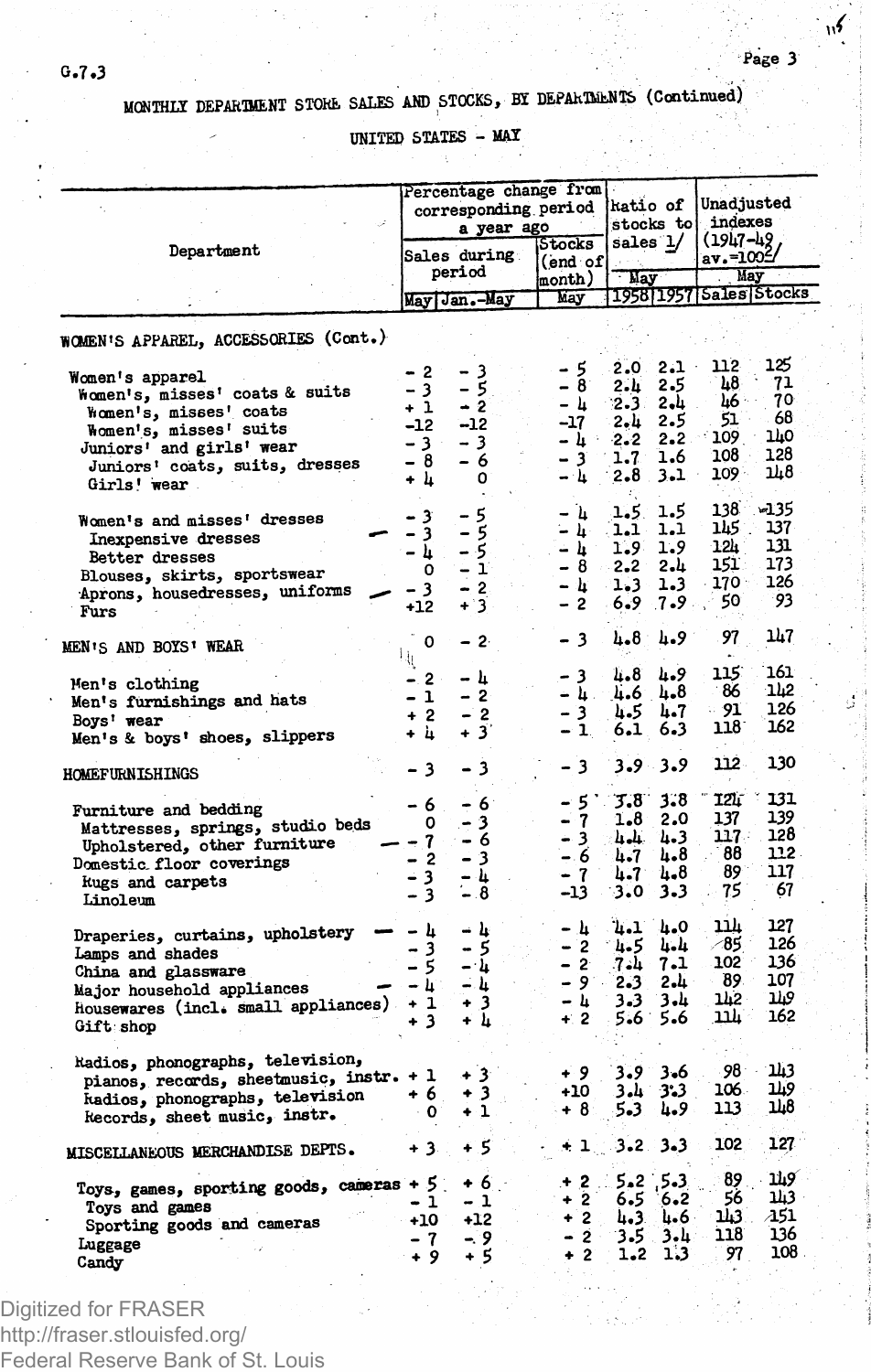G.7.3

MONTHLY DEPARTMENT STORE SALES AND STOCKS, BY DEPARTMENTS (Continued)

UNITED STATES - MAY

| Department | Percentage change from corresponding period a year ago | | | Ratio of stocks to sales 1/ | | Unadjusted indexes (1947-49 av.=100) 2/ | |
|---|---|---|---|---|---|---|---|
| | Sales during period | | Stocks (end of month) | May | | May | |
| | May | Jan.-May | May | 1958 | 1957 | Sales | Stocks |
| WOMEN'S APPAREL, ACCESSORIES (Cont.) | | | | | | | |
| Women's apparel | - 2 | - 3 | - 5 | 2.0 | 2.1 | 112 | 125 |
| Women's, misses' coats & suits | - 3 | - 5 | - 8 | 2.4 | 2.5 | 48 | 71 |
| Women's, misses' coats | + 1 | - 2 | - 4 | 2.3 | 2.4 | 46 | 70 |
| Women's, misses' suits | -12 | -12 | -17 | 2.4 | 2.5 | 51 | 68 |
| Juniors' and girls' wear | - 3 | - 3 | - 4 | 2.2 | 2.2 | 109 | 140 |
| Juniors' coats, suits, dresses | - 8 | - 6 | - 3 | 1.7 | 1.6 | 108 | 128 |
| Girls' wear | + 4 | 0 | - 4 | 2.8 | 3.1 | 109 | 148 |
| Women's and misses' dresses | - 3 | - 5 | - 4 | 1.5 | 1.5 | 138 | 135 |
| Inexpensive dresses | - 3 | - 5 | - 4 | 1.1 | 1.1 | 145 | 137 |
| Better dresses | - 4 | - 5 | - 4 | 1.9 | 1.9 | 124 | 131 |
| Blouses, skirts, sportswear | 0 | - 1 | - 8 | 2.2 | 2.4 | 151 | 173 |
| Aprons, housedresses, uniforms | - 3 | - 2 | - 4 | 1.3 | 1.3 | 170 | 126 |
| Furs | +12 | + 3 | - 2 | 6.9 | 7.9 | 50 | 93 |
| MEN'S AND BOYS' WEAR | 0 | - 2 | - 3 | 4.8 | 4.9 | 97 | 147 |
| Men's clothing | - 2 | - 4 | - 3 | 4.8 | 4.9 | 115 | 161 |
| Men's furnishings and hats | - 1 | - 2 | - 4 | 4.6 | 4.8 | 86 | 142 |
| Boys' wear | + 2 | - 2 | - 3 | 4.5 | 4.7 | 91 | 126 |
| Men's & boys' shoes, slippers | + 4 | + 3 | - 1 | 6.1 | 6.3 | 118 | 162 |
| HOMEFURNISHINGS | - 3 | - 3 | - 3 | 3.9 | 3.9 | 112 | 130 |
| Furniture and bedding | - 6 | - 6 | - 5 | 3.8 | 3.8 | 124 | 131 |
| Mattresses, springs, studio beds | 0 | - 3 | - 7 | 1.8 | 2.0 | 137 | 139 |
| Upholstered, other furniture | - 7 | - 6 | - 3 | 4.4 | 4.3 | 117 | 128 |
| Domestic floor coverings | - 2 | - 3 | - 6 | 4.7 | 4.8 | 88 | 112 |
| Rugs and carpets | - 3 | - 4 | - 7 | 4.7 | 4.8 | 89 | 117 |
| Linoleum | - 3 | - 8 | -13 | 3.0 | 3.3 | 75 | 67 |
| Draperies, curtains, upholstery | - 4 | - 4 | - 4 | 4.1 | 4.0 | 114 | 127 |
| Lamps and shades | - 3 | - 5 | - 2 | 4.5 | 4.4 | 85 | 126 |
| China and glassware | - 5 | - 4 | - 2 | 7.4 | 7.1 | 102 | 136 |
| Major household appliances | - 4 | - 4 | - 9 | 2.3 | 2.4 | 89 | 107 |
| Housewares (incl. small appliances) | + 1 | + 3 | - 4 | 3.3 | 3.4 | 142 | 149 |
| Gift shop | + 3 | + 4 | + 2 | 5.6 | 5.6 | 114 | 162 |
| Radios, phonographs, television, pianos, records, sheetmusic, instr. | + 1 | + 3 | + 9 | 3.9 | 3.6 | 98 | 143 |
| Radios, phonographs, television | + 6 | + 3 | +10 | 3.4 | 3.3 | 106 | 149 |
| Records, sheet music, instr. | 0 | + 1 | + 8 | 5.3 | 4.9 | 113 | 148 |
| MISCELLANEOUS MERCHANDISE DEPTS. | + 3 | + 5 | + 1 | 3.2 | 3.3 | 102 | 127 |
| Toys, games, sporting goods, cameras | + 5 | + 6 | + 2 | 5.2 | 5.3 | 89 | 149 |
| Toys and games | - 1 | - 1 | + 2 | 6.5 | 6.2 | 56 | 143 |
| Sporting goods and cameras | +10 | +12 | + 2 | 4.3 | 4.6 | 143 | 151 |
| Luggage | - 7 | - 9 | - 2 | 3.5 | 3.4 | 118 | 136 |
| Candy | + 9 | + 5 | + 2 | 1.2 | 1.3 | 97 | 108 |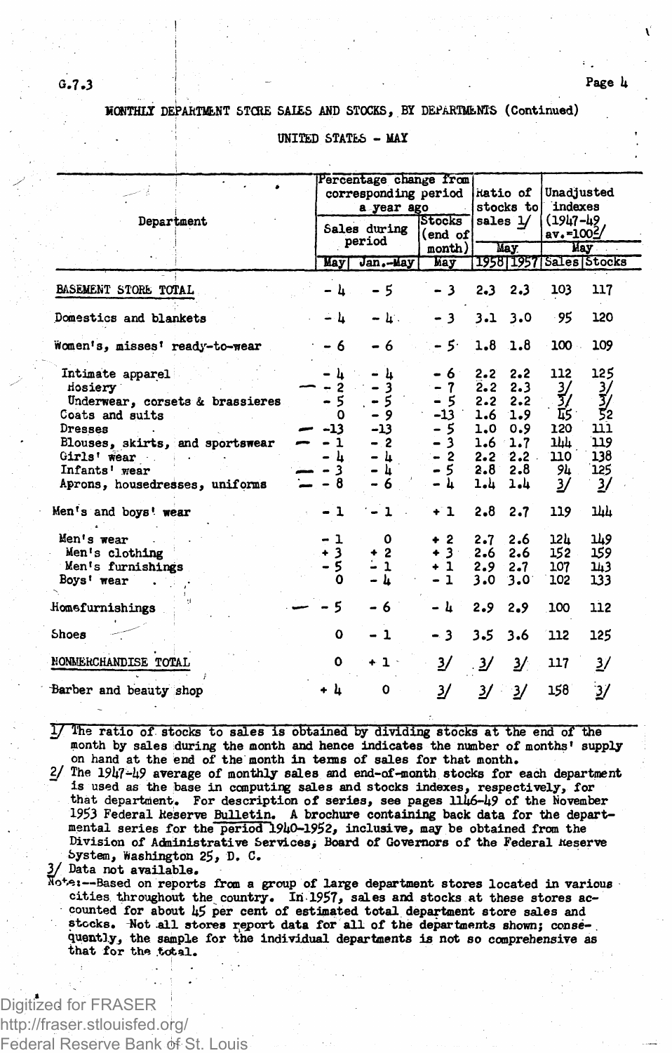G.7.3

MONTHLY DEPARTMENT STORE SALES AND STOCKS, BY DEPARTMENTS (Continued)

UNITED STATES - MAY

| Department | Percentage change from corresponding period a year ago | | | Ratio of stocks to sales 1/ | | Unadjusted indexes (1947-49 av.=100 2/) | |
|---|---|---|---|---|---|---|---|
| | Sales during period | | Stocks (end of month) | May | | May | |
| | May | Jan.-May | May | 1958 | 1957 | Sales | Stocks |
| BASEMENT STORE TOTAL | - 4 | - 5 | - 3 | 2.3 | 2.3 | 103 | 117 |
| Domestics and blankets | - 4 | - 4 | - 3 | 3.1 | 3.0 | 95 | 120 |
| Women's, misses' ready-to-wear | - 6 | - 6 | - 5 | 1.8 | 1.8 | 100 | 109 |
| Intimate apparel | - 4 | - 4 | - 6 | 2.2 | 2.2 | 112 | 125 |
| Hosiery | - 2 | - 3 | - 7 | 2.2 | 2.3 | 3/ | 3/ |
| Underwear, corsets & brassieres | - 5 | - 5 | - 5 | 2.2 | 2.2 | 3/ | 3/ |
| Coats and suits | 0 | - 9 | -13 | 1.6 | 1.9 | 45 | 52 |
| Dresses | -13 | -13 | - 5 | 1.0 | 0.9 | 120 | 111 |
| Blouses, skirts, and sportswear | - 1 | - 2 | - 3 | 1.6 | 1.7 | 144 | 119 |
| Girls' wear | - 4 | - 4 | - 2 | 2.2 | 2.2 | 110 | 138 |
| Infants' wear | - 3 | - 4 | - 5 | 2.8 | 2.8 | 94 | 125 |
| Aprons, housedresses, uniforms | - 8 | - 6 | - 4 | 1.4 | 1.4 | 3/ | 3/ |
| Men's and boys' wear | - 1 | - 1 | + 1 | 2.8 | 2.7 | 119 | 144 |
| Men's wear | - 1 | 0 | + 2 | 2.7 | 2.6 | 124 | 149 |
| Men's clothing | + 3 | + 2 | + 3 | 2.6 | 2.6 | 152 | 159 |
| Men's furnishings | - 5 | - 1 | + 1 | 2.9 | 2.7 | 107 | 143 |
| Boys' wear | 0 | - 4 | - 1 | 3.0 | 3.0 | 102 | 133 |
| Homefurnishings | - 5 | - 6 | - 4 | 2.9 | 2.9 | 100 | 112 |
| Shoes | 0 | - 1 | - 3 | 3.5 | 3.6 | 112 | 125 |
| NONMERCHANDISE TOTAL | 0 | + 1 | 3/ | 3/ | 3/ | 117 | 3/ |
| Barber and beauty shop | + 4 | 0 | 3/ | 3/ | 3/ | 158 | 3/ |

1/ The ratio of stocks to sales is obtained by dividing stocks at the end of the month by sales during the month and hence indicates the number of months' supply on hand at the end of the month in terms of sales for that month.

2/ The 1947-49 average of monthly sales and end-of-month stocks for each department is used as the base in computing sales and stocks indexes, respectively, for that department. For description of series, see pages 1146-49 of the November 1953 Federal Reserve Bulletin. A brochure containing back data for the departmental series for the period 1940-1952, inclusive, may be obtained from the Division of Administrative Services, Board of Governors of the Federal Reserve System, Washington 25, D. C.

3/ Data not available.

Note:--Based on reports from a group of large department stores located in various cities throughout the country. In 1957, sales and stocks at these stores accounted for about 45 per cent of estimated total department store sales and stocks. Not all stores report data for all of the departments shown; consequently, the sample for the individual departments is not so comprehensive as that for the total.